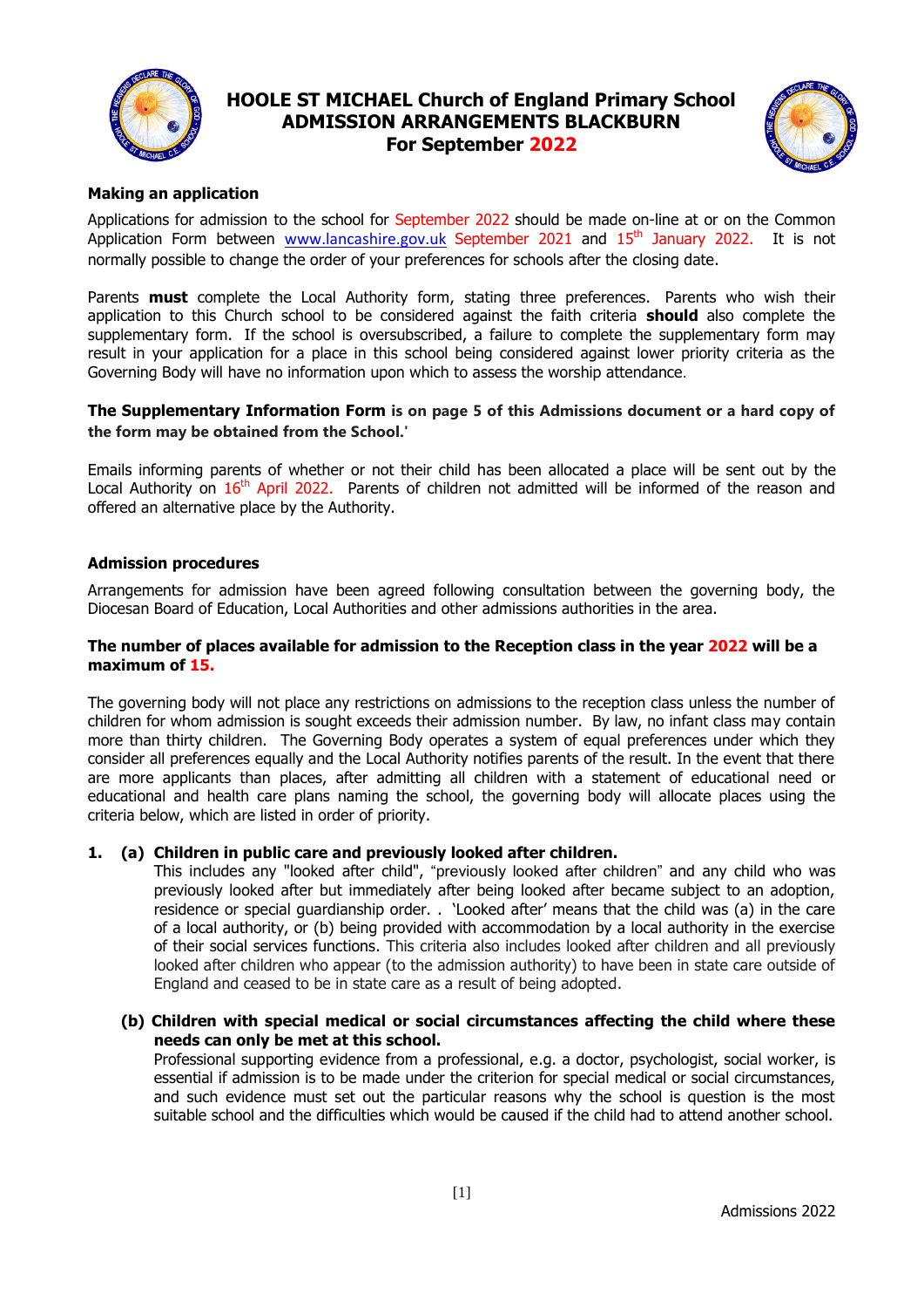# HOOLE ST MICHAEL Church of England Primary School
## ADMISSION ARRANGEMENTS BLACKBURN
## For September 2022

**Making an application**

Applications for admission to the school for September 2022 should be made on-line at or on the Common Application Form between www.lancashire.gov.uk September 2021 and 15th January 2022. It is not normally possible to change the order of your preferences for schools after the closing date.

Parents **must** complete the Local Authority form, stating three preferences. Parents who wish their application to this Church school to be considered against the faith criteria **should** also complete the supplementary form. If the school is oversubscribed, a failure to complete the supplementary form may result in your application for a place in this school being considered against lower priority criteria as the Governing Body will have no information upon which to assess the worship attendance.

**The Supplementary Information Form is on page 5 of this Admissions document or a hard copy of the form may be obtained from the School.'**

Emails informing parents of whether or not their child has been allocated a place will be sent out by the Local Authority on 16th April 2022. Parents of children not admitted will be informed of the reason and offered an alternative place by the Authority.

**Admission procedures**

Arrangements for admission have been agreed following consultation between the governing body, the Diocesan Board of Education, Local Authorities and other admissions authorities in the area.

**The number of places available for admission to the Reception class in the year 2022 will be a maximum of 15.**

The governing body will not place any restrictions on admissions to the reception class unless the number of children for whom admission is sought exceeds their admission number. By law, no infant class may contain more than thirty children. The Governing Body operates a system of equal preferences under which they consider all preferences equally and the Local Authority notifies parents of the result. In the event that there are more applicants than places, after admitting all children with a statement of educational need or educational and health care plans naming the school, the governing body will allocate places using the criteria below, which are listed in order of priority.

1. **(a) Children in public care and previously looked after children.**
   This includes any "looked after child", "previously looked after children" and any child who was previously looked after but immediately after being looked after became subject to an adoption, residence or special guardianship order. . 'Looked after' means that the child was (a) in the care of a local authority, or (b) being provided with accommodation by a local authority in the exercise of their social services functions. This criteria also includes looked after children and all previously looked after children who appear (to the admission authority) to have been in state care outside of England and ceased to be in state care as a result of being adopted.

   **(b) Children with special medical or social circumstances affecting the child where these needs can only be met at this school.**
   Professional supporting evidence from a professional, e.g. a doctor, psychologist, social worker, is essential if admission is to be made under the criterion for special medical or social circumstances, and such evidence must set out the particular reasons why the school is question is the most suitable school and the difficulties which would be caused if the child had to attend another school.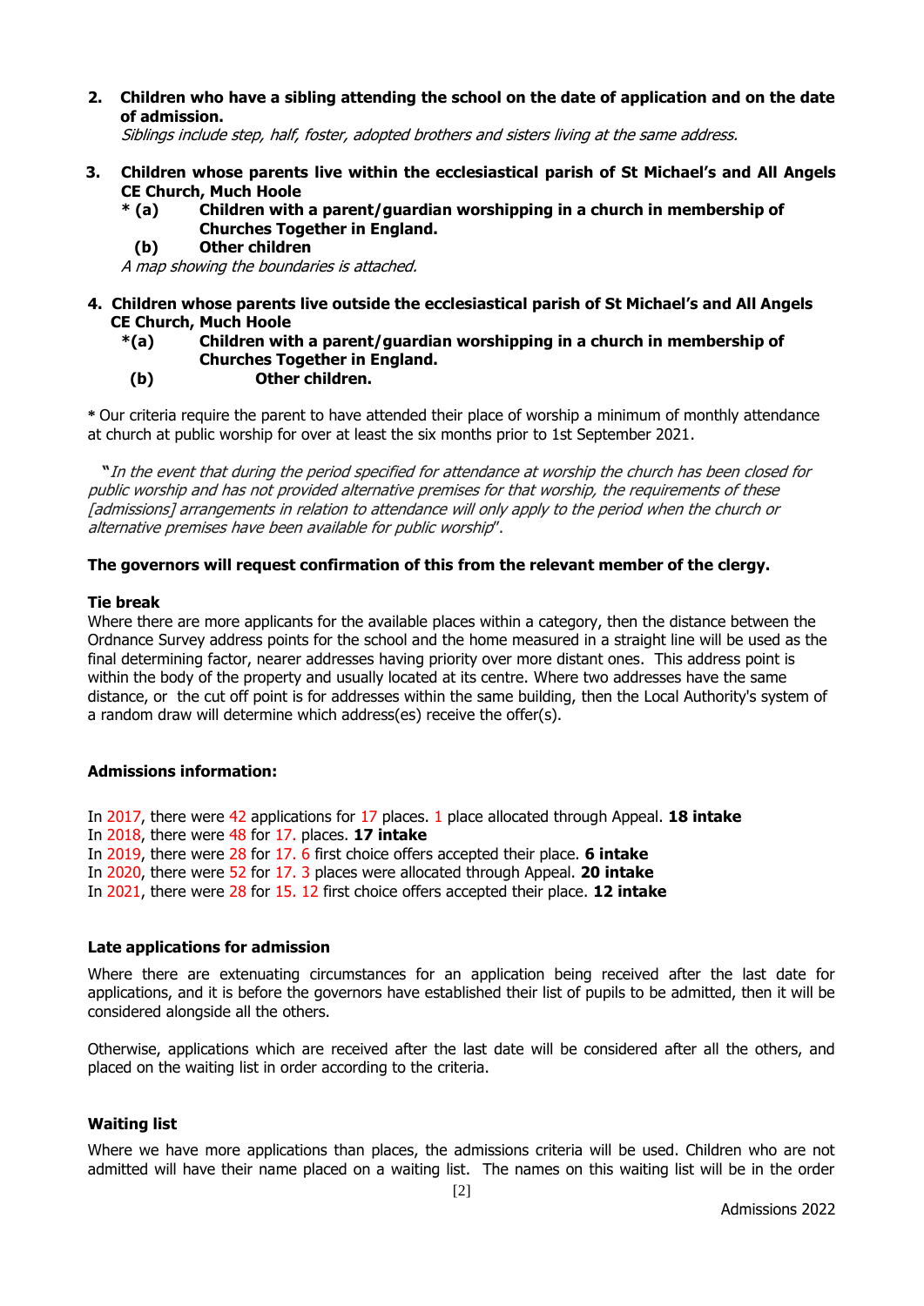2. **Children who have a sibling attending the school on the date of application and on the date of admission.**
   *Siblings include step, half, foster, adopted brothers and sisters living at the same address.*

3. **Children whose parents live within the ecclesiastical parish of St Michael's and All Angels CE Church, Much Hoole**
   - **\* (a) Children with a parent/guardian worshipping in a church in membership of Churches Together in England.**
   - **(b) Other children**

   *A map showing the boundaries is attached.*

4. **Children whose parents live outside the ecclesiastical parish of St Michael's and All Angels CE Church, Much Hoole**
   - **\*(a) Children with a parent/guardian worshipping in a church in membership of Churches Together in England.**
   - **(b) Other children.**

**\*** Our criteria require the parent to have attended their place of worship a minimum of monthly attendance at church at public worship for over at least the six months prior to 1st September 2021.

**"***In the event that during the period specified for attendance at worship the church has been closed for public worship and has not provided alternative premises for that worship, the requirements of these [admissions] arrangements in relation to attendance will only apply to the period when the church or alternative premises have been available for public worship*".

**The governors will request confirmation of this from the relevant member of the clergy.**

**Tie break**

Where there are more applicants for the available places within a category, then the distance between the Ordnance Survey address points for the school and the home measured in a straight line will be used as the final determining factor, nearer addresses having priority over more distant ones. This address point is within the body of the property and usually located at its centre. Where two addresses have the same distance, or the cut off point is for addresses within the same building, then the Local Authority's system of a random draw will determine which address(es) receive the offer(s).

**Admissions information:**

In 2017, there were 42 applications for 17 places. 1 place allocated through Appeal. **18 intake**
In 2018, there were 48 for 17. places. **17 intake**
In 2019, there were 28 for 17. 6 first choice offers accepted their place. **6 intake**
In 2020, there were 52 for 17. 3 places were allocated through Appeal. **20 intake**
In 2021, there were 28 for 15. 12 first choice offers accepted their place. **12 intake**

**Late applications for admission**

Where there are extenuating circumstances for an application being received after the last date for applications, and it is before the governors have established their list of pupils to be admitted, then it will be considered alongside all the others.

Otherwise, applications which are received after the last date will be considered after all the others, and placed on the waiting list in order according to the criteria.

**Waiting list**

Where we have more applications than places, the admissions criteria will be used. Children who are not admitted will have their name placed on a waiting list. The names on this waiting list will be in the order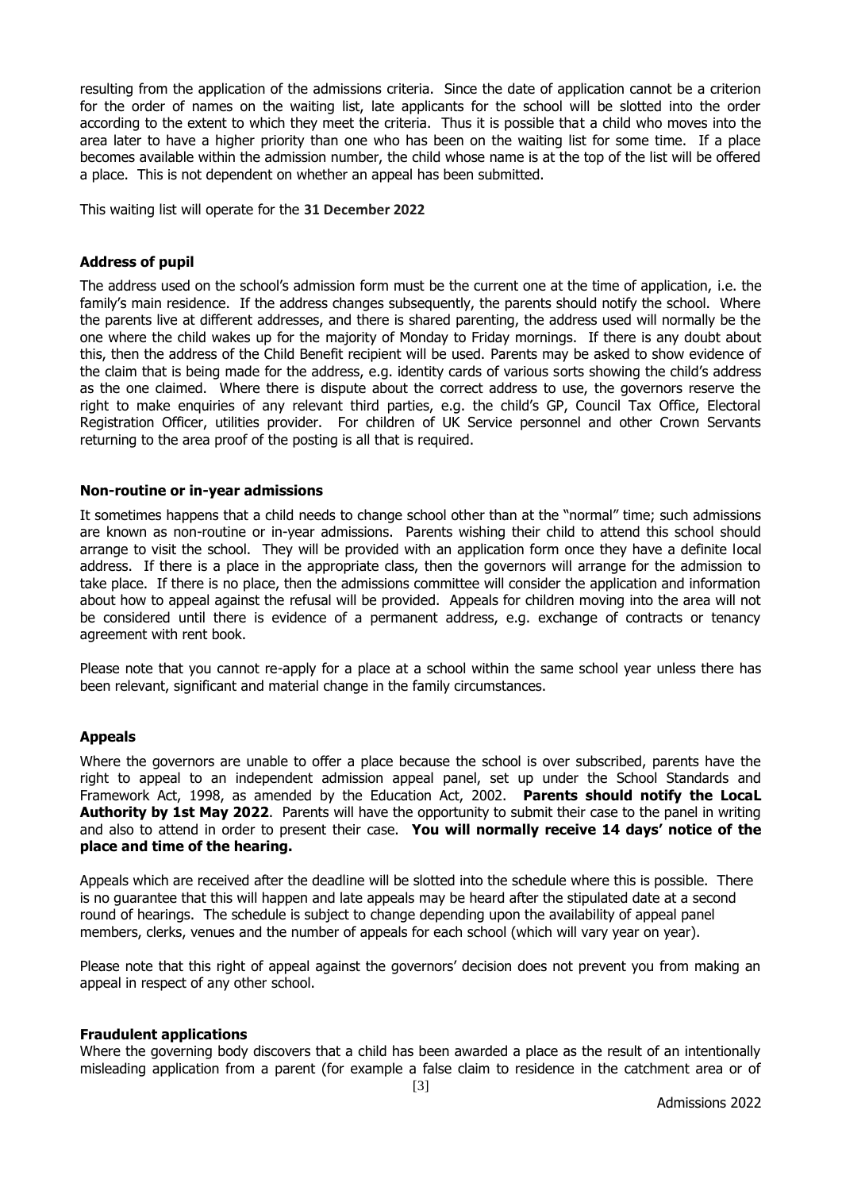resulting from the application of the admissions criteria. Since the date of application cannot be a criterion for the order of names on the waiting list, late applicants for the school will be slotted into the order according to the extent to which they meet the criteria. Thus it is possible that a child who moves into the area later to have a higher priority than one who has been on the waiting list for some time. If a place becomes available within the admission number, the child whose name is at the top of the list will be offered a place. This is not dependent on whether an appeal has been submitted.

This waiting list will operate for the **31 December 2022**

### Address of pupil

The address used on the school's admission form must be the current one at the time of application, i.e. the family's main residence. If the address changes subsequently, the parents should notify the school. Where the parents live at different addresses, and there is shared parenting, the address used will normally be the one where the child wakes up for the majority of Monday to Friday mornings. If there is any doubt about this, then the address of the Child Benefit recipient will be used. Parents may be asked to show evidence of the claim that is being made for the address, e.g. identity cards of various sorts showing the child's address as the one claimed. Where there is dispute about the correct address to use, the governors reserve the right to make enquiries of any relevant third parties, e.g. the child's GP, Council Tax Office, Electoral Registration Officer, utilities provider. For children of UK Service personnel and other Crown Servants returning to the area proof of the posting is all that is required.

### Non-routine or in-year admissions

It sometimes happens that a child needs to change school other than at the "normal" time; such admissions are known as non-routine or in-year admissions. Parents wishing their child to attend this school should arrange to visit the school. They will be provided with an application form once they have a definite local address. If there is a place in the appropriate class, then the governors will arrange for the admission to take place. If there is no place, then the admissions committee will consider the application and information about how to appeal against the refusal will be provided. Appeals for children moving into the area will not be considered until there is evidence of a permanent address, e.g. exchange of contracts or tenancy agreement with rent book.

Please note that you cannot re-apply for a place at a school within the same school year unless there has been relevant, significant and material change in the family circumstances.

### Appeals

Where the governors are unable to offer a place because the school is over subscribed, parents have the right to appeal to an independent admission appeal panel, set up under the School Standards and Framework Act, 1998, as amended by the Education Act, 2002. **Parents should notify the LocaL Authority by 1st May 2022**. Parents will have the opportunity to submit their case to the panel in writing and also to attend in order to present their case. **You will normally receive 14 days' notice of the place and time of the hearing.**

Appeals which are received after the deadline will be slotted into the schedule where this is possible. There is no guarantee that this will happen and late appeals may be heard after the stipulated date at a second round of hearings. The schedule is subject to change depending upon the availability of appeal panel members, clerks, venues and the number of appeals for each school (which will vary year on year).

Please note that this right of appeal against the governors' decision does not prevent you from making an appeal in respect of any other school.

### Fraudulent applications

Where the governing body discovers that a child has been awarded a place as the result of an intentionally misleading application from a parent (for example a false claim to residence in the catchment area or of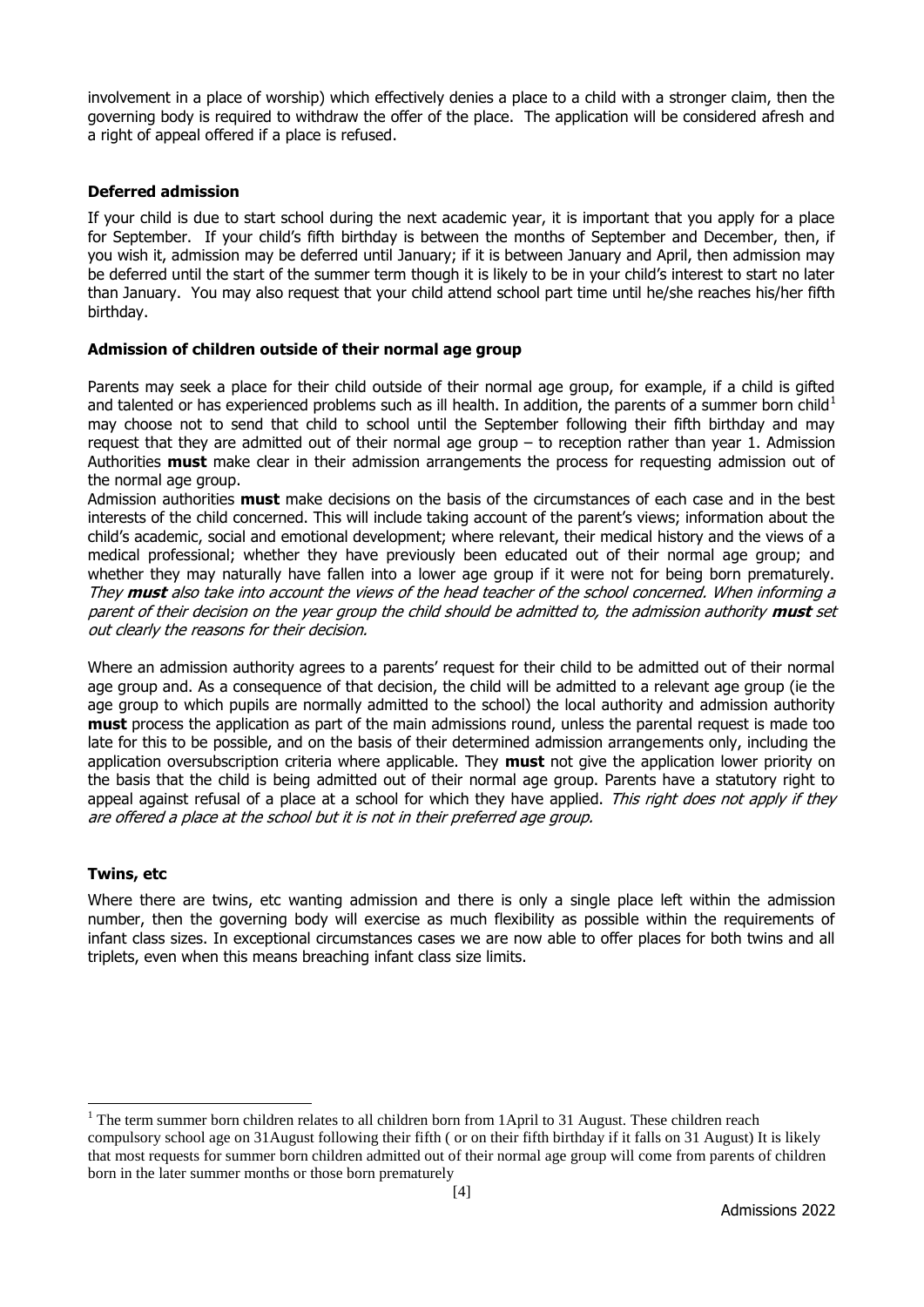involvement in a place of worship) which effectively denies a place to a child with a stronger claim, then the governing body is required to withdraw the offer of the place. The application will be considered afresh and a right of appeal offered if a place is refused.

**Deferred admission**

If your child is due to start school during the next academic year, it is important that you apply for a place for September. If your child's fifth birthday is between the months of September and December, then, if you wish it, admission may be deferred until January; if it is between January and April, then admission may be deferred until the start of the summer term though it is likely to be in your child's interest to start no later than January. You may also request that your child attend school part time until he/she reaches his/her fifth birthday.

**Admission of children outside of their normal age group**

Parents may seek a place for their child outside of their normal age group, for example, if a child is gifted and talented or has experienced problems such as ill health. In addition, the parents of a summer born child[1] may choose not to send that child to school until the September following their fifth birthday and may request that they are admitted out of their normal age group – to reception rather than year 1. Admission Authorities **must** make clear in their admission arrangements the process for requesting admission out of the normal age group.

Admission authorities **must** make decisions on the basis of the circumstances of each case and in the best interests of the child concerned. This will include taking account of the parent's views; information about the child's academic, social and emotional development; where relevant, their medical history and the views of a medical professional; whether they have previously been educated out of their normal age group; and whether they may naturally have fallen into a lower age group if it were not for being born prematurely. *They **must** also take into account the views of the head teacher of the school concerned. When informing a parent of their decision on the year group the child should be admitted to, the admission authority **must** set out clearly the reasons for their decision.*

Where an admission authority agrees to a parents' request for their child to be admitted out of their normal age group and. As a consequence of that decision, the child will be admitted to a relevant age group (ie the age group to which pupils are normally admitted to the school) the local authority and admission authority **must** process the application as part of the main admissions round, unless the parental request is made too late for this to be possible, and on the basis of their determined admission arrangements only, including the application oversubscription criteria where applicable. They **must** not give the application lower priority on the basis that the child is being admitted out of their normal age group. Parents have a statutory right to appeal against refusal of a place at a school for which they have applied. *This right does not apply if they are offered a place at the school but it is not in their preferred age group.*

**Twins, etc**

Where there are twins, etc wanting admission and there is only a single place left within the admission number, then the governing body will exercise as much flexibility as possible within the requirements of infant class sizes. In exceptional circumstances cases we are now able to offer places for both twins and all triplets, even when this means breaching infant class size limits.

---

[1] The term summer born children relates to all children born from 1April to 31 August. These children reach compulsory school age on 31August following their fifth ( or on their fifth birthday if it falls on 31 August) It is likely that most requests for summer born children admitted out of their normal age group will come from parents of children born in the later summer months or those born prematurely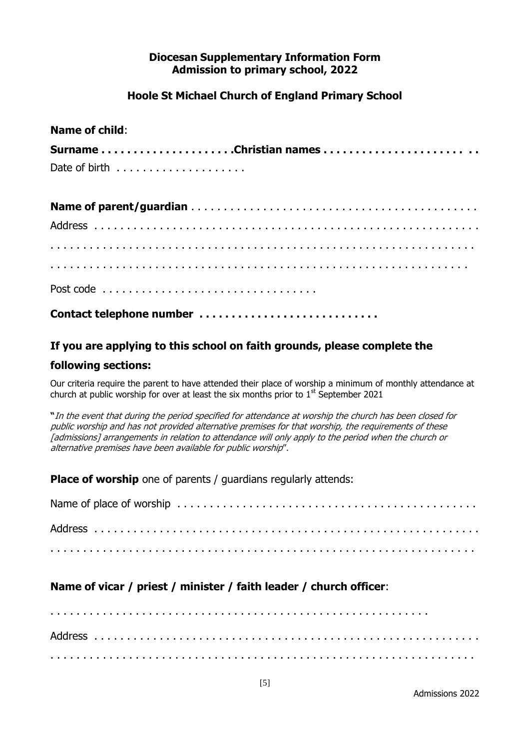**Diocesan Supplementary Information Form**
**Admission to primary school, 2022**

**Hoole St Michael Church of England Primary School**

**Name of child**:

**Surname . . . . . . . . . . . . . . . . . . . .Christian names . . . . . . . . . . . . . . . . . . . . . . . .**

Date of birth . . . . . . . . . . . . . . . . . . .

**Name of parent/guardian** . . . . . . . . . . . . . . . . . . . . . . . . . . . . . . . . . . . . . . . . . . . .

Address . . . . . . . . . . . . . . . . . . . . . . . . . . . . . . . . . . . . . . . . . . . . . . . . . . . . . . . .

. . . . . . . . . . . . . . . . . . . . . . . . . . . . . . . . . . . . . . . . . . . . . . . . . . . . . . . . . . .

. . . . . . . . . . . . . . . . . . . . . . . . . . . . . . . . . . . . . . . . . . . . . . . . . . . . . . . . . .

Post code . . . . . . . . . . . . . . . . . . . . . . . . . . . . . . . .

**Contact telephone number . . . . . . . . . . . . . . . . . . . . . . . . . . . .**

**If you are applying to this school on faith grounds, please complete the following sections:**

Our criteria require the parent to have attended their place of worship a minimum of monthly attendance at church at public worship for over at least the six months prior to 1st September 2021

**"***In the event that during the period specified for attendance at worship the church has been closed for public worship and has not provided alternative premises for that worship, the requirements of these [admissions] arrangements in relation to attendance will only apply to the period when the church or alternative premises have been available for public worship*".

**Place of worship** one of parents / guardians regularly attends:

Name of place of worship . . . . . . . . . . . . . . . . . . . . . . . . . . . . . . . . . . . . . . . . . . . . .

Address . . . . . . . . . . . . . . . . . . . . . . . . . . . . . . . . . . . . . . . . . . . . . . . . . . . . . . . .

. . . . . . . . . . . . . . . . . . . . . . . . . . . . . . . . . . . . . . . . . . . . . . . . . . . . . . . . . . .

**Name of vicar / priest / minister / faith leader / church officer**:

. . . . . . . . . . . . . . . . . . . . . . . . . . . . . . . . . . . . . . . . . . . . . . . . . . . . . .

Address . . . . . . . . . . . . . . . . . . . . . . . . . . . . . . . . . . . . . . . . . . . . . . . . . . . . . . . .

. . . . . . . . . . . . . . . . . . . . . . . . . . . . . . . . . . . . . . . . . . . . . . . . . . . . . . . . . . .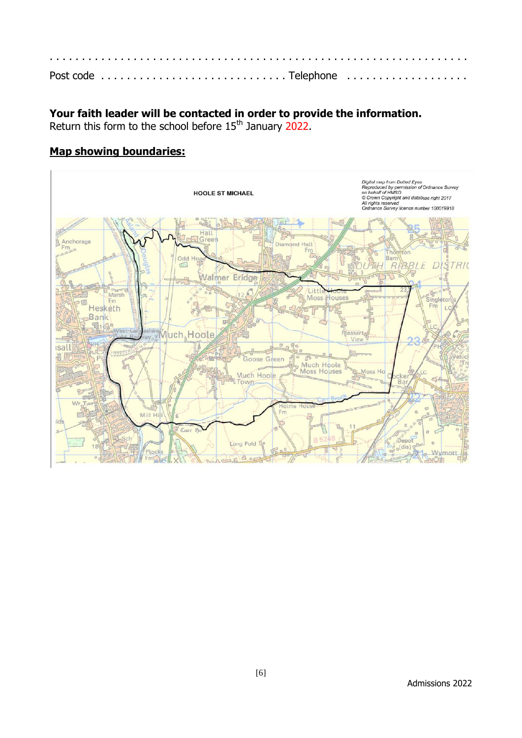. . . . . . . . . . . . . . . . . . . . . . . . . . . . . . . . . . . . . . . . . . . . . . . . . . . . . . . . . . . . . . . . . . .

Post code . . . . . . . . . . . . . . . . . . . . . . . . . . . . Telephone . . . . . . . . . . . . . . . . . . .

**Your faith leader will be contacted in order to provide the information.**
Return this form to the school before 15th January 2022.

**Map showing boundaries:**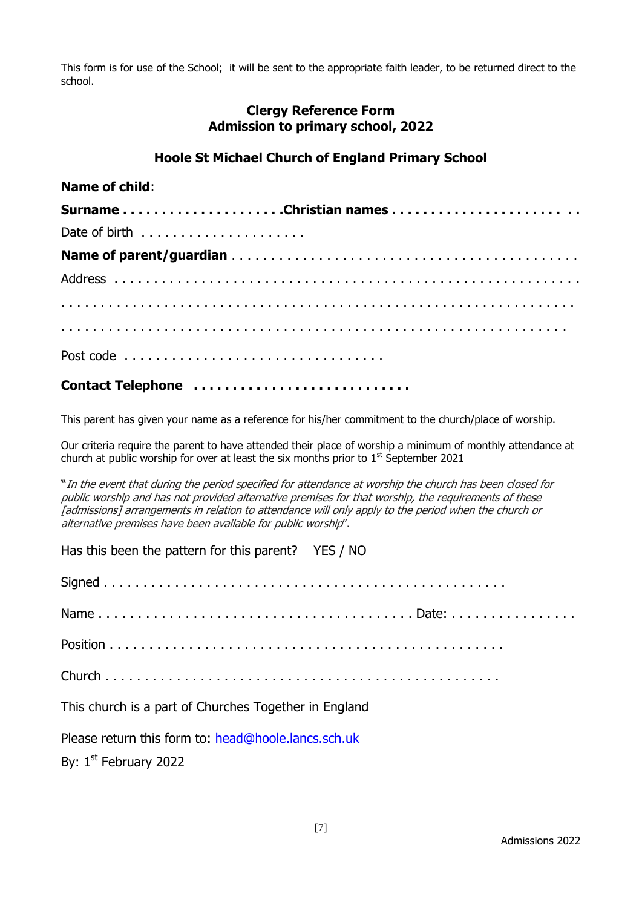This form is for use of the School; it will be sent to the appropriate faith leader, to be returned direct to the school.

## Clergy Reference Form
## Admission to primary school, 2022

### Hoole St Michael Church of England Primary School

**Name of child**:

**Surname . . . . . . . . . . . . . . . . . . . . .Christian names . . . . . . . . . . . . . . . . . . . . . . . .**

Date of birth . . . . . . . . . . . . . . . . . . . . .

**Name of parent/guardian** . . . . . . . . . . . . . . . . . . . . . . . . . . . . . . . . . . . . . . . . . . .

Address . . . . . . . . . . . . . . . . . . . . . . . . . . . . . . . . . . . . . . . . . . . . . . . . . . . . . . . .

. . . . . . . . . . . . . . . . . . . . . . . . . . . . . . . . . . . . . . . . . . . . . . . . . . . . . . . . . . . .

. . . . . . . . . . . . . . . . . . . . . . . . . . . . . . . . . . . . . . . . . . . . . . . . . . . . . . . . . . .

Post code . . . . . . . . . . . . . . . . . . . . . . . . . . . . . . . .

**Contact Telephone . . . . . . . . . . . . . . . . . . . . . . . . . . .**

This parent has given your name as a reference for his/her commitment to the church/place of worship.

Our criteria require the parent to have attended their place of worship a minimum of monthly attendance at church at public worship for over at least the six months prior to 1st September 2021

"*In the event that during the period specified for attendance at worship the church has been closed for public worship and has not provided alternative premises for that worship, the requirements of these [admissions] arrangements in relation to attendance will only apply to the period when the church or alternative premises have been available for public worship*".

Has this been the pattern for this parent? YES / NO

Signed . . . . . . . . . . . . . . . . . . . . . . . . . . . . . . . . . . . . . . . . . . . . . . . . .

Name . . . . . . . . . . . . . . . . . . . . . . . . . . . . . . . . . . . . . . . Date: . . . . . . . . . . . . . . . .

Position . . . . . . . . . . . . . . . . . . . . . . . . . . . . . . . . . . . . . . . . . . . . . . . . .

Church . . . . . . . . . . . . . . . . . . . . . . . . . . . . . . . . . . . . . . . . . . . . . . . . .

This church is a part of Churches Together in England

Please return this form to: head@hoole.lancs.sch.uk

By: 1st February 2022